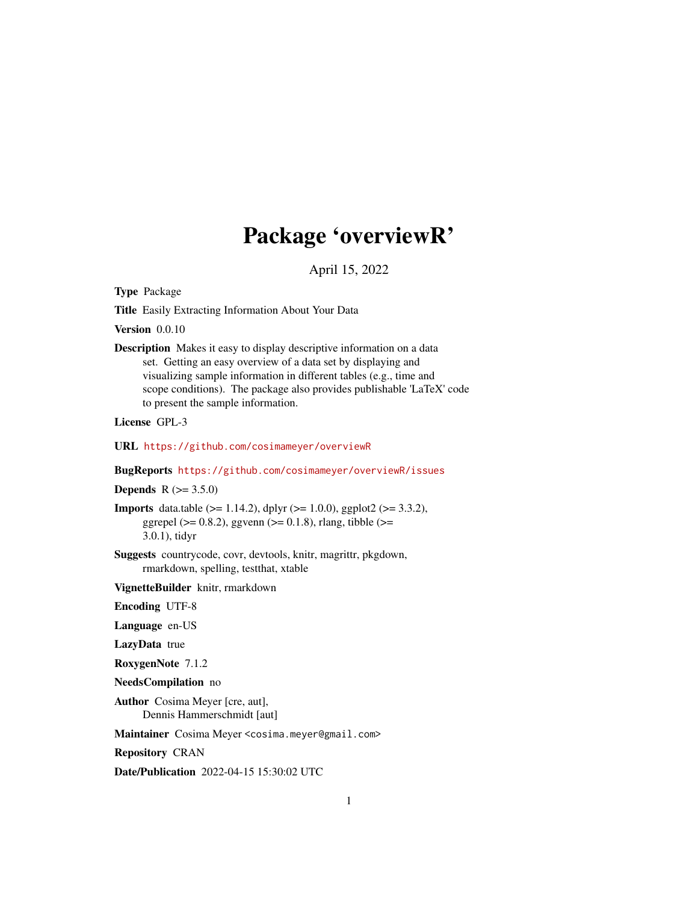# Package 'overviewR'

April 15, 2022

**Type** Package

**Title** Easily Extracting Information About Your Data

**Version** 0.0.10

**Description** Makes it easy to display descriptive information on a data set. Getting an easy overview of a data set by displaying and visualizing sample information in different tables (e.g., time and scope conditions). The package also provides publishable 'LaTeX' code to present the sample information.

**License** GPL-3

**URL** https://github.com/cosimameyer/overviewR

**BugReports** https://github.com/cosimameyer/overviewR/issues

**Depends** R (>= 3.5.0)

**Imports** data.table (>= 1.14.2), dplyr (>= 1.0.0), ggplot2 (>= 3.3.2), ggrepel (>= 0.8.2), ggvenn (>= 0.1.8), rlang, tibble (>= 3.0.1), tidyr

**Suggests** countrycode, covr, devtools, knitr, magrittr, pkgdown, rmarkdown, spelling, testthat, xtable

**VignetteBuilder** knitr, rmarkdown

**Encoding** UTF-8

**Language** en-US

**LazyData** true

**RoxygenNote** 7.1.2

**NeedsCompilation** no

**Author** Cosima Meyer [cre, aut], Dennis Hammerschmidt [aut]

**Maintainer** Cosima Meyer <cosima.meyer@gmail.com>

**Repository** CRAN

**Date/Publication** 2022-04-15 15:30:02 UTC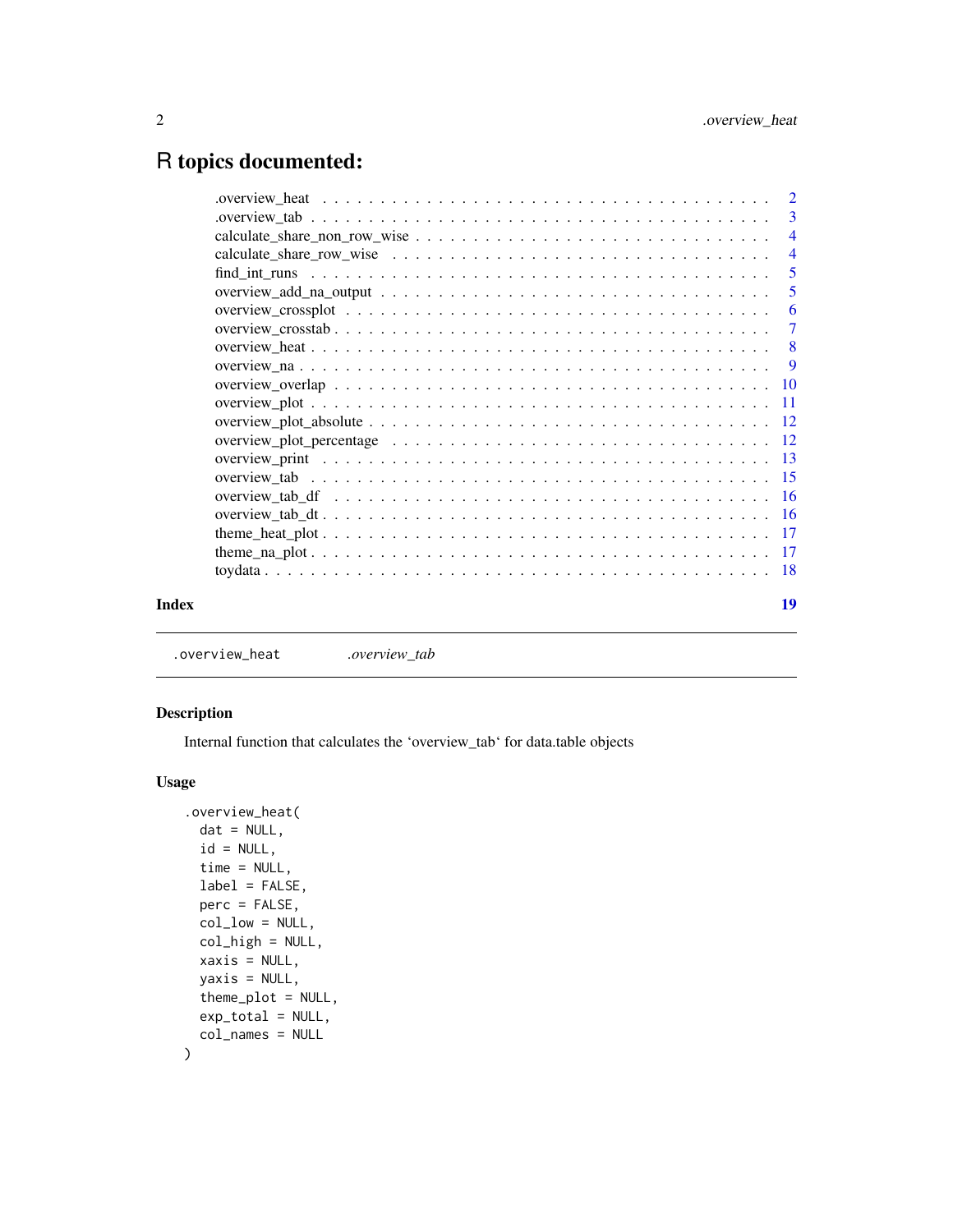# R topics documented:

.overview_heat . . . . . . . . . . . . . . . . . . . . . . . . . . . . . . . . . . . . . . 2
.overview_tab . . . . . . . . . . . . . . . . . . . . . . . . . . . . . . . . . . . . . . . 3
calculate_share_non_row_wise . . . . . . . . . . . . . . . . . . . . . . . . . . . . . . 4
calculate_share_row_wise . . . . . . . . . . . . . . . . . . . . . . . . . . . . . . . . 4
find_int_runs . . . . . . . . . . . . . . . . . . . . . . . . . . . . . . . . . . . . . . 5
overview_add_na_output . . . . . . . . . . . . . . . . . . . . . . . . . . . . . . . . . 5
overview_crossplot . . . . . . . . . . . . . . . . . . . . . . . . . . . . . . . . . . . 6
overview_crosstab . . . . . . . . . . . . . . . . . . . . . . . . . . . . . . . . . . . 7
overview_heat . . . . . . . . . . . . . . . . . . . . . . . . . . . . . . . . . . . . . . 8
overview_na . . . . . . . . . . . . . . . . . . . . . . . . . . . . . . . . . . . . . . . 9
overview_overlap . . . . . . . . . . . . . . . . . . . . . . . . . . . . . . . . . . . . 10
overview_plot . . . . . . . . . . . . . . . . . . . . . . . . . . . . . . . . . . . . . . 11
overview_plot_absolute . . . . . . . . . . . . . . . . . . . . . . . . . . . . . . . . . 12
overview_plot_percentage . . . . . . . . . . . . . . . . . . . . . . . . . . . . . . . . 12
overview_print . . . . . . . . . . . . . . . . . . . . . . . . . . . . . . . . . . . . . . 13
overview_tab . . . . . . . . . . . . . . . . . . . . . . . . . . . . . . . . . . . . . . 15
overview_tab_df . . . . . . . . . . . . . . . . . . . . . . . . . . . . . . . . . . . . . 16
overview_tab_dt . . . . . . . . . . . . . . . . . . . . . . . . . . . . . . . . . . . . . 16
theme_heat_plot . . . . . . . . . . . . . . . . . . . . . . . . . . . . . . . . . . . . . 17
theme_na_plot . . . . . . . . . . . . . . . . . . . . . . . . . . . . . . . . . . . . . . 17
toydata . . . . . . . . . . . . . . . . . . . . . . . . . . . . . . . . . . . . . . . . . 18

**Index** **19**

---

`.overview_heat` *.overview_tab*

---

### Description

Internal function that calculates the 'overview_tab' for data.table objects

### Usage

```
.overview_heat(
  dat = NULL,
  id = NULL,
  time = NULL,
  label = FALSE,
  perc = FALSE,
  col_low = NULL,
  col_high = NULL,
  xaxis = NULL,
  yaxis = NULL,
  theme_plot = NULL,
  exp_total = NULL,
  col_names = NULL
)
```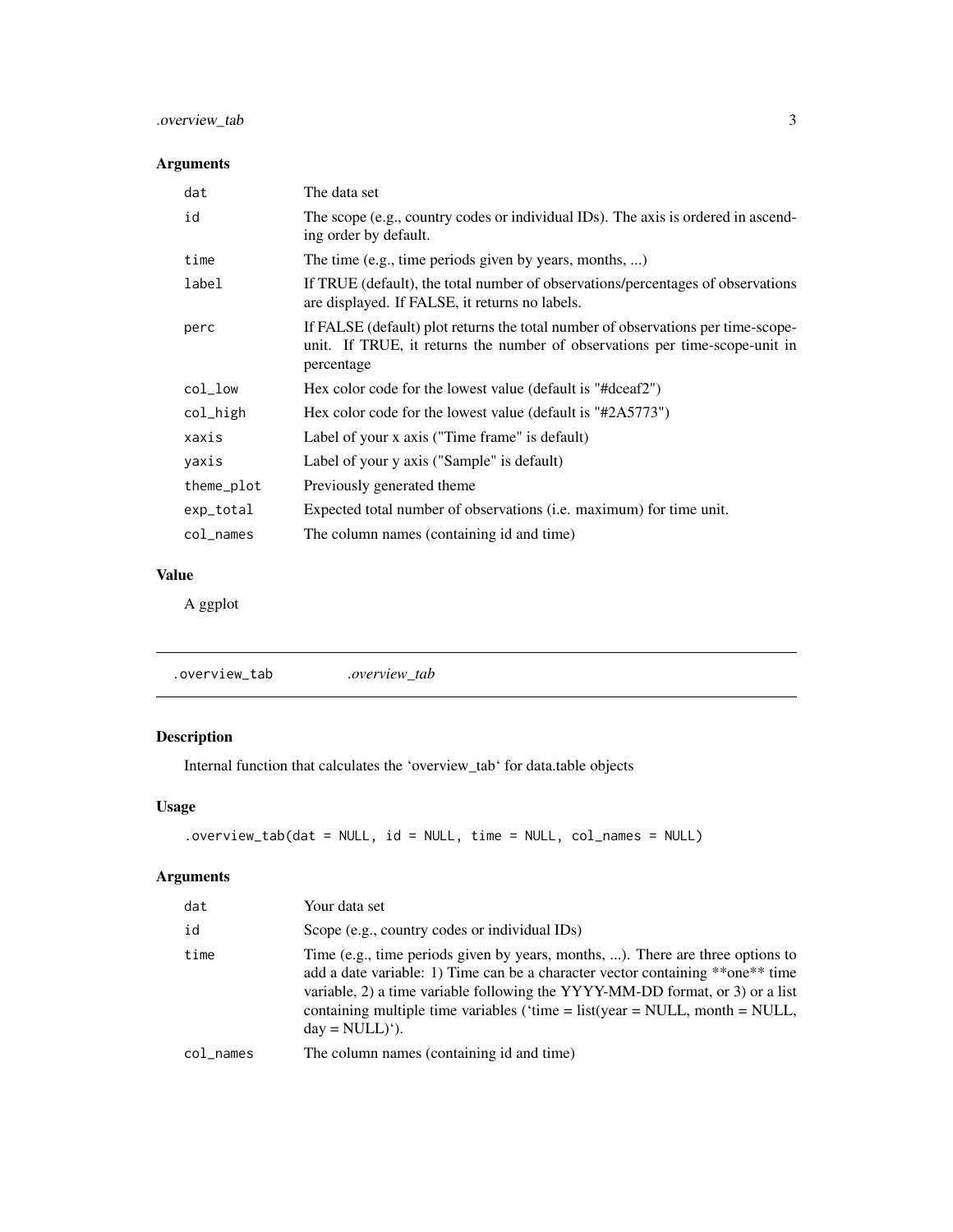## Arguments

| | |
|---|---|
| dat | The data set |
| id | The scope (e.g., country codes or individual IDs). The axis is ordered in ascending order by default. |
| time | The time (e.g., time periods given by years, months, ...) |
| label | If TRUE (default), the total number of observations/percentages of observations are displayed. If FALSE, it returns no labels. |
| perc | If FALSE (default) plot returns the total number of observations per time-scope-unit. If TRUE, it returns the number of observations per time-scope-unit in percentage |
| col_low | Hex color code for the lowest value (default is "#dceaf2") |
| col_high | Hex color code for the lowest value (default is "#2A5773") |
| xaxis | Label of your x axis ("Time frame" is default) |
| yaxis | Label of your y axis ("Sample" is default) |
| theme_plot | Previously generated theme |
| exp_total | Expected total number of observations (i.e. maximum) for time unit. |
| col_names | The column names (containing id and time) |

## Value

A ggplot

---

# .overview_tab *.overview_tab*

## Description

Internal function that calculates the 'overview_tab' for data.table objects

## Usage

```
.overview_tab(dat = NULL, id = NULL, time = NULL, col_names = NULL)
```

## Arguments

| | |
|---|---|
| dat | Your data set |
| id | Scope (e.g., country codes or individual IDs) |
| time | Time (e.g., time periods given by years, months, ...). There are three options to add a date variable: 1) Time can be a character vector containing **one** time variable, 2) a time variable following the YYYY-MM-DD format, or 3) or a list containing multiple time variables ('time = list(year = NULL, month = NULL, day = NULL)'). |
| col_names | The column names (containing id and time) |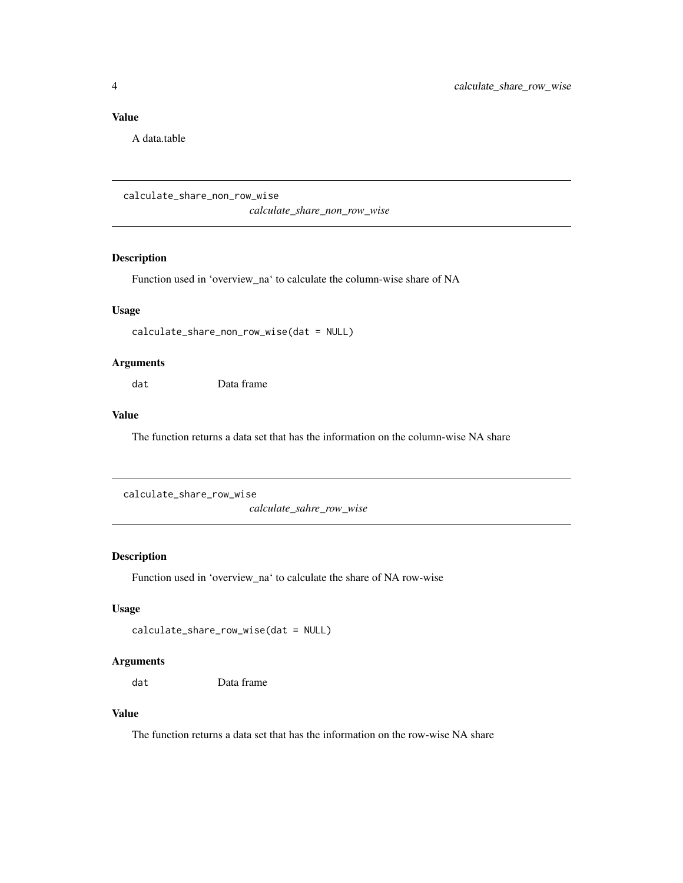## Value

A data.table

---

`calculate_share_non_row_wise` *calculate_share_non_row_wise*

---

### Description

Function used in ‘overview_na‘ to calculate the column-wise share of NA

### Usage

```
calculate_share_non_row_wise(dat = NULL)
```

### Arguments

| | |
|---|---|
| `dat` | Data frame |

### Value

The function returns a data set that has the information on the column-wise NA share

---

`calculate_share_row_wise` *calculate_sahre_row_wise*

---

### Description

Function used in ‘overview_na‘ to calculate the share of NA row-wise

### Usage

```
calculate_share_row_wise(dat = NULL)
```

### Arguments

| | |
|---|---|
| `dat` | Data frame |

### Value

The function returns a data set that has the information on the row-wise NA share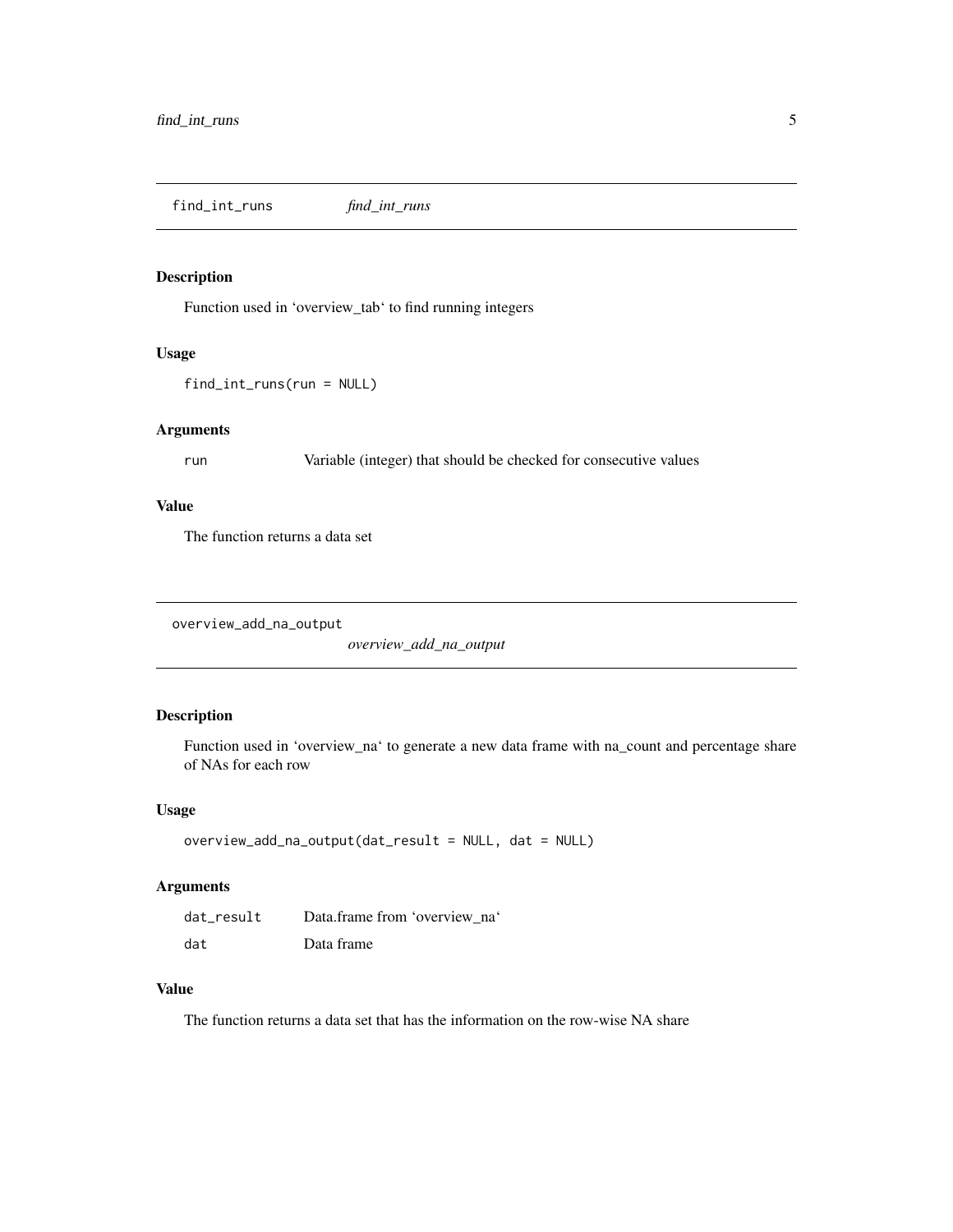## find_int_runs *find_int_runs*

### Description

Function used in 'overview_tab' to find running integers

### Usage

```
find_int_runs(run = NULL)
```

### Arguments

| | |
|---|---|
| run | Variable (integer) that should be checked for consecutive values |

### Value

The function returns a data set

## overview_add_na_output *overview_add_na_output*

### Description

Function used in 'overview_na' to generate a new data frame with na_count and percentage share of NAs for each row

### Usage

```
overview_add_na_output(dat_result = NULL, dat = NULL)
```

### Arguments

| | |
|---|---|
| dat_result | Data.frame from 'overview_na' |
| dat | Data frame |

### Value

The function returns a data set that has the information on the row-wise NA share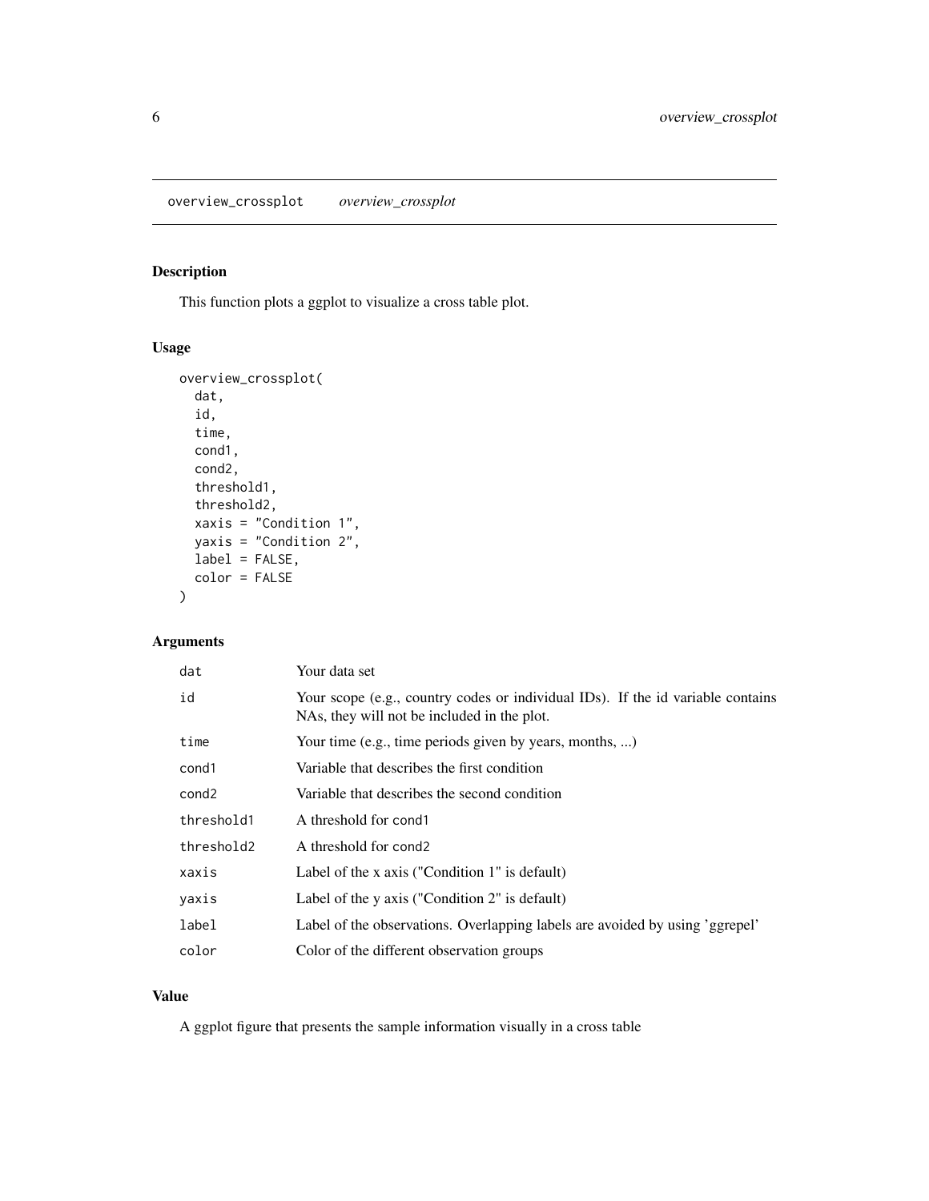overview_crossplot *overview_crossplot*

## Description

This function plots a ggplot to visualize a cross table plot.

## Usage

```
overview_crossplot(
  dat,
  id,
  time,
  cond1,
  cond2,
  threshold1,
  threshold2,
  xaxis = "Condition 1",
  yaxis = "Condition 2",
  label = FALSE,
  color = FALSE
)
```

## Arguments

| | |
|---|---|
| `dat` | Your data set |
| `id` | Your scope (e.g., country codes or individual IDs). If the id variable contains NAs, they will not be included in the plot. |
| `time` | Your time (e.g., time periods given by years, months, ...) |
| `cond1` | Variable that describes the first condition |
| `cond2` | Variable that describes the second condition |
| `threshold1` | A threshold for `cond1` |
| `threshold2` | A threshold for `cond2` |
| `xaxis` | Label of the x axis ("Condition 1" is default) |
| `yaxis` | Label of the y axis ("Condition 2" is default) |
| `label` | Label of the observations. Overlapping labels are avoided by using 'ggrepel' |
| `color` | Color of the different observation groups |

## Value

A ggplot figure that presents the sample information visually in a cross table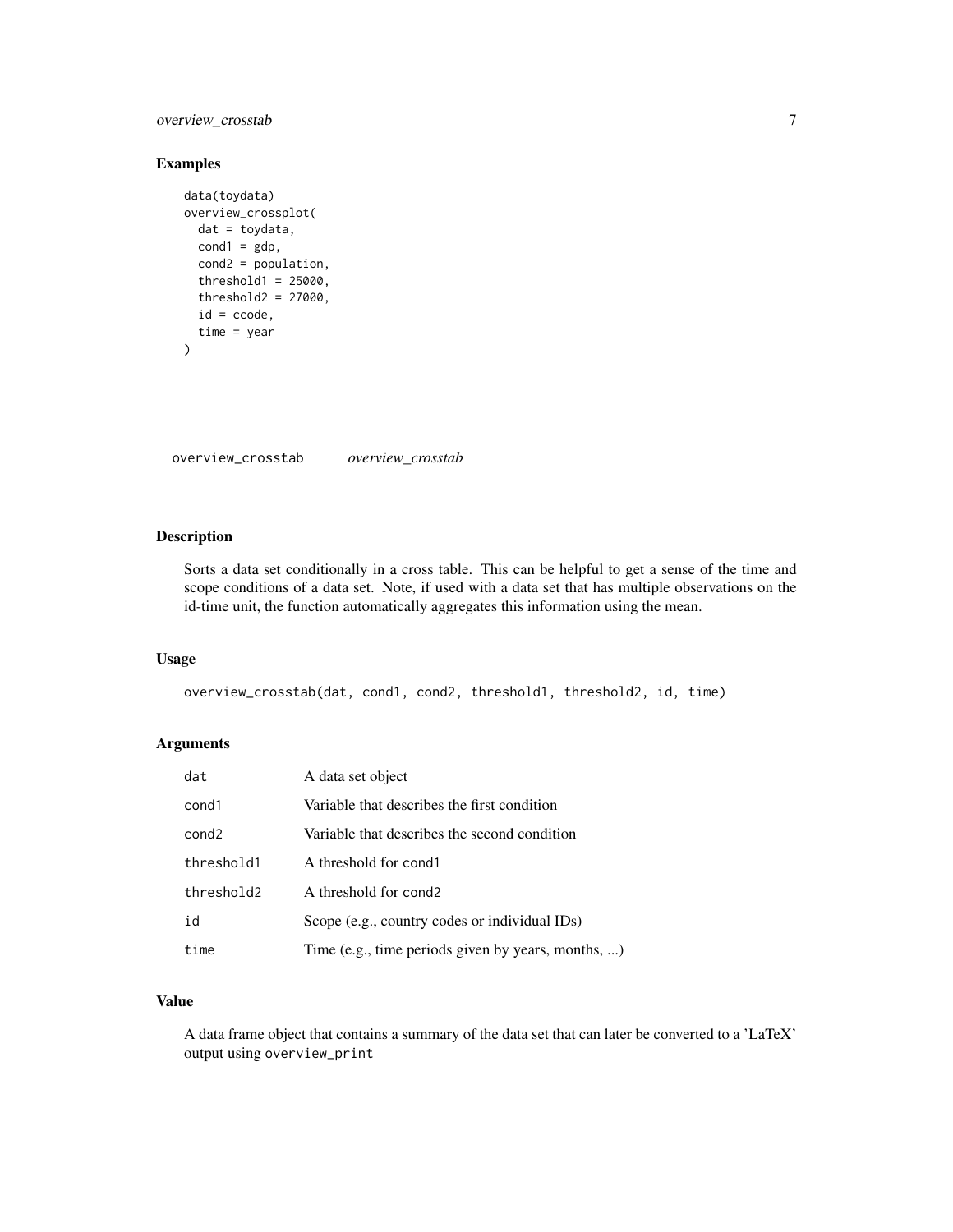## Examples

```
data(toydata)
overview_crossplot(
  dat = toydata,
  cond1 = gdp,
  cond2 = population,
  threshold1 = 25000,
  threshold2 = 27000,
  id = ccode,
  time = year
)
```

---

# overview_crosstab *overview_crosstab*

---

## Description

Sorts a data set conditionally in a cross table. This can be helpful to get a sense of the time and scope conditions of a data set. Note, if used with a data set that has multiple observations on the id-time unit, the function automatically aggregates this information using the mean.

## Usage

```
overview_crosstab(dat, cond1, cond2, threshold1, threshold2, id, time)
```

## Arguments

| | |
|---|---|
| dat | A data set object |
| cond1 | Variable that describes the first condition |
| cond2 | Variable that describes the second condition |
| threshold1 | A threshold for cond1 |
| threshold2 | A threshold for cond2 |
| id | Scope (e.g., country codes or individual IDs) |
| time | Time (e.g., time periods given by years, months, ...) |

## Value

A data frame object that contains a summary of the data set that can later be converted to a 'LaTeX' output using `overview_print`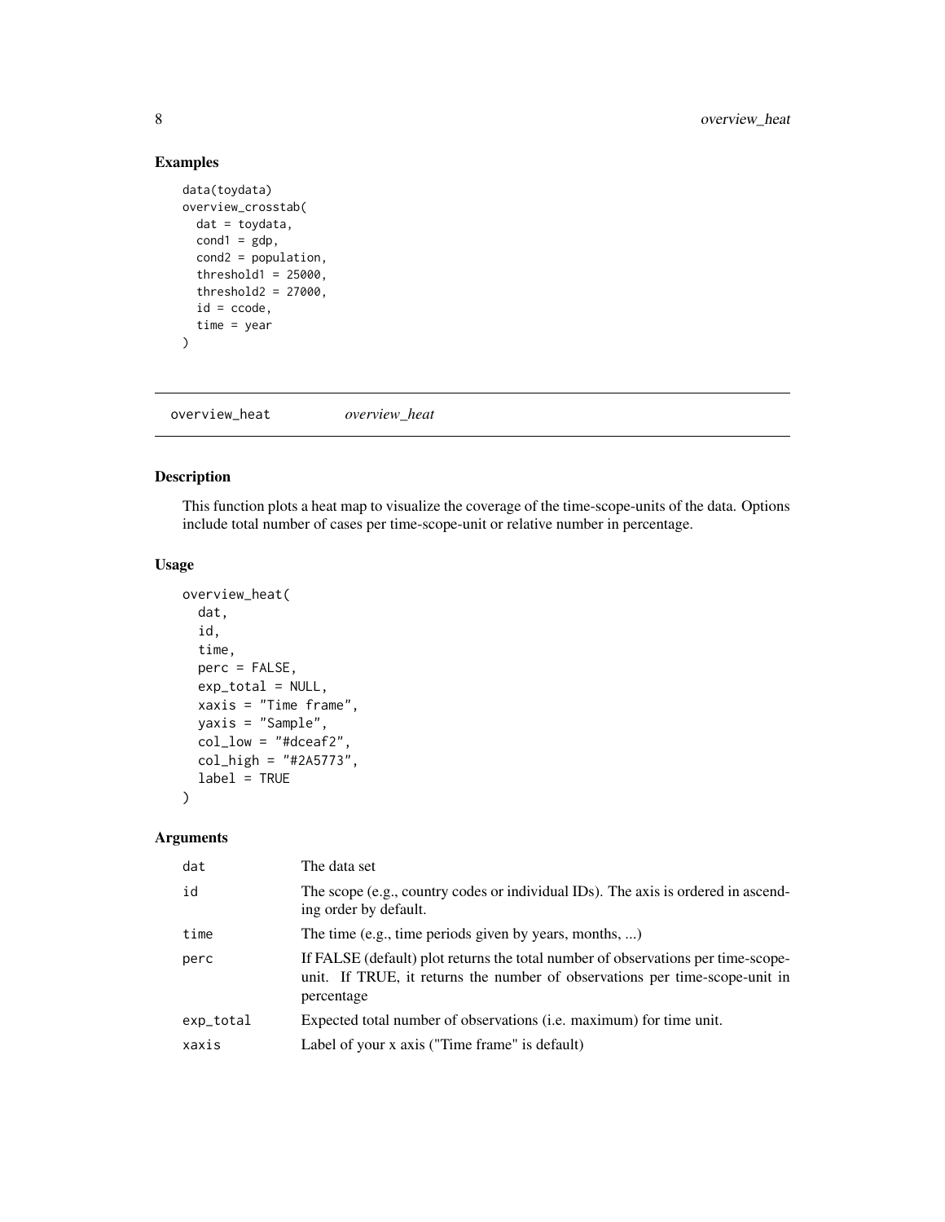## Examples

```
data(toydata)
overview_crosstab(
  dat = toydata,
  cond1 = gdp,
  cond2 = population,
  threshold1 = 25000,
  threshold2 = 27000,
  id = ccode,
  time = year
)
```

---

# overview_heat *overview_heat*

---

## Description

This function plots a heat map to visualize the coverage of the time-scope-units of the data. Options include total number of cases per time-scope-unit or relative number in percentage.

## Usage

```
overview_heat(
  dat,
  id,
  time,
  perc = FALSE,
  exp_total = NULL,
  xaxis = "Time frame",
  yaxis = "Sample",
  col_low = "#dceaf2",
  col_high = "#2A5773",
  label = TRUE
)
```

## Arguments

| | |
|---|---|
| dat | The data set |
| id | The scope (e.g., country codes or individual IDs). The axis is ordered in ascending order by default. |
| time | The time (e.g., time periods given by years, months, ...) |
| perc | If FALSE (default) plot returns the total number of observations per time-scope-unit. If TRUE, it returns the number of observations per time-scope-unit in percentage |
| exp_total | Expected total number of observations (i.e. maximum) for time unit. |
| xaxis | Label of your x axis ("Time frame" is default) |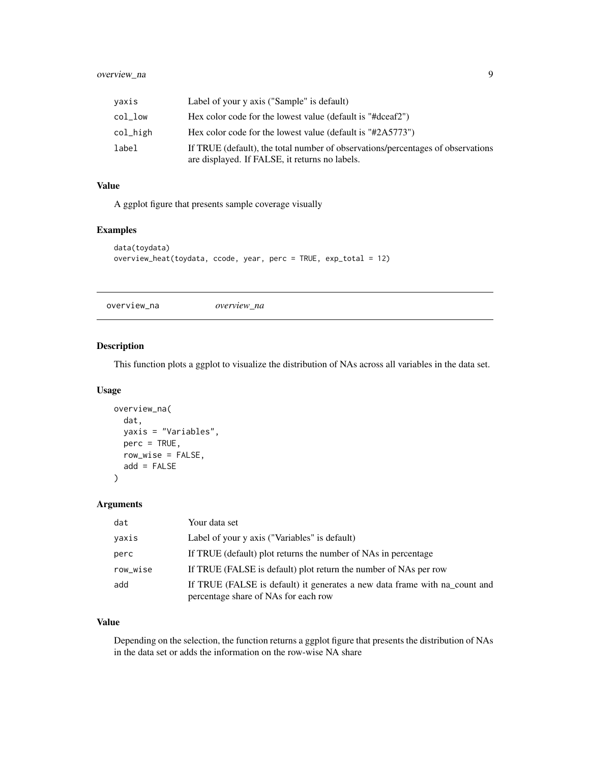| | |
|---|---|
| yaxis | Label of your y axis ("Sample" is default) |
| col_low | Hex color code for the lowest value (default is "#dceaf2") |
| col_high | Hex color code for the lowest value (default is "#2A5773") |
| label | If TRUE (default), the total number of observations/percentages of observations are displayed. If FALSE, it returns no labels. |

### Value

A ggplot figure that presents sample coverage visually

### Examples

```
data(toydata)
overview_heat(toydata, ccode, year, perc = TRUE, exp_total = 12)
```

## overview_na    *overview_na*

### Description

This function plots a ggplot to visualize the distribution of NAs across all variables in the data set.

### Usage

```
overview_na(
  dat,
  yaxis = "Variables",
  perc = TRUE,
  row_wise = FALSE,
  add = FALSE
)
```

### Arguments

| | |
|---|---|
| dat | Your data set |
| yaxis | Label of your y axis ("Variables" is default) |
| perc | If TRUE (default) plot returns the number of NAs in percentage |
| row_wise | If TRUE (FALSE is default) plot return the number of NAs per row |
| add | If TRUE (FALSE is default) it generates a new data frame with na_count and percentage share of NAs for each row |

### Value

Depending on the selection, the function returns a ggplot figure that presents the distribution of NAs in the data set or adds the information on the row-wise NA share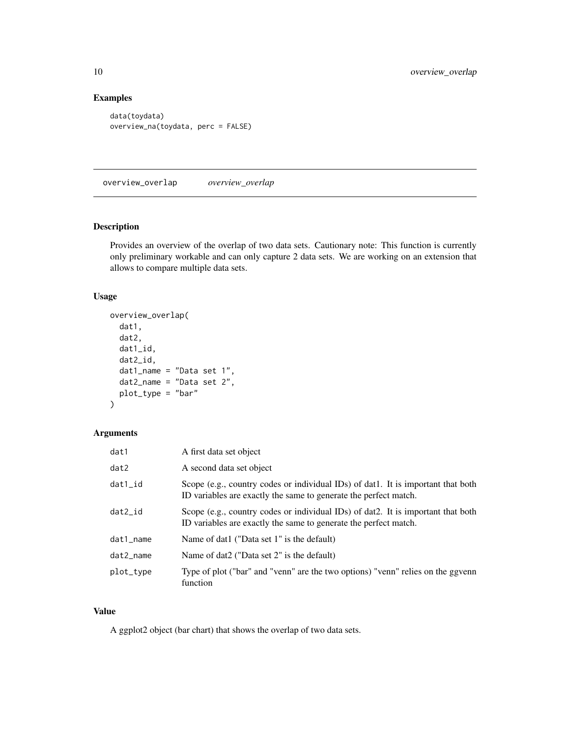## Examples

```
data(toydata)
overview_na(toydata, perc = FALSE)
```

---

## overview_overlap    *overview_overlap*

---

### Description

Provides an overview of the overlap of two data sets. Cautionary note: This function is currently only preliminary workable and can only capture 2 data sets. We are working on an extension that allows to compare multiple data sets.

### Usage

```
overview_overlap(
  dat1,
  dat2,
  dat1_id,
  dat2_id,
  dat1_name = "Data set 1",
  dat2_name = "Data set 2",
  plot_type = "bar"
)
```

### Arguments

| | |
|---|---|
| dat1 | A first data set object |
| dat2 | A second data set object |
| dat1_id | Scope (e.g., country codes or individual IDs) of dat1. It is important that both ID variables are exactly the same to generate the perfect match. |
| dat2_id | Scope (e.g., country codes or individual IDs) of dat2. It is important that both ID variables are exactly the same to generate the perfect match. |
| dat1_name | Name of dat1 ("Data set 1" is the default) |
| dat2_name | Name of dat2 ("Data set 2" is the default) |
| plot_type | Type of plot ("bar" and "venn" are the two options) "venn" relies on the ggvenn function |

### Value

A ggplot2 object (bar chart) that shows the overlap of two data sets.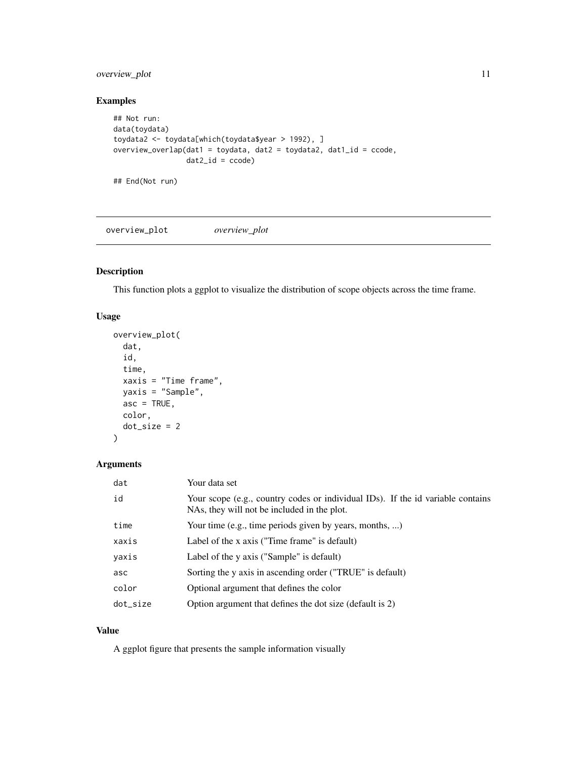## Examples

```
## Not run:
data(toydata)
toydata2 <- toydata[which(toydata$year > 1992), ]
overview_overlap(dat1 = toydata, dat2 = toydata2, dat1_id = ccode,
                 dat2_id = ccode)

## End(Not run)
```

---

# overview_plot *overview_plot*

---

## Description

This function plots a ggplot to visualize the distribution of scope objects across the time frame.

## Usage

```
overview_plot(
  dat,
  id,
  time,
  xaxis = "Time frame",
  yaxis = "Sample",
  asc = TRUE,
  color,
  dot_size = 2
)
```

## Arguments

| | |
|---|---|
| dat | Your data set |
| id | Your scope (e.g., country codes or individual IDs). If the id variable contains NAs, they will not be included in the plot. |
| time | Your time (e.g., time periods given by years, months, ...) |
| xaxis | Label of the x axis ("Time frame" is default) |
| yaxis | Label of the y axis ("Sample" is default) |
| asc | Sorting the y axis in ascending order ("TRUE" is default) |
| color | Optional argument that defines the color |
| dot_size | Option argument that defines the dot size (default is 2) |

## Value

A ggplot figure that presents the sample information visually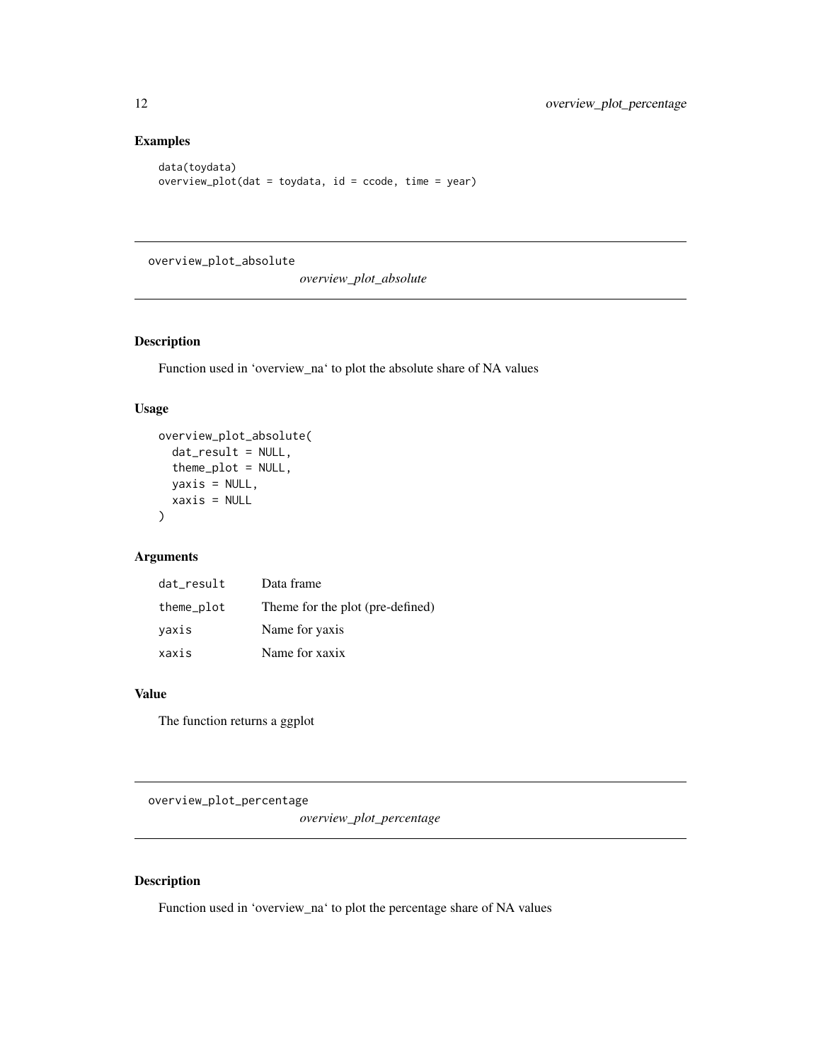## Examples

```
data(toydata)
overview_plot(dat = toydata, id = ccode, time = year)
```

---

# overview_plot_absolute

*overview_plot_absolute*

---

## Description

Function used in ‘overview_na‘ to plot the absolute share of NA values

## Usage

```
overview_plot_absolute(
  dat_result = NULL,
  theme_plot = NULL,
  yaxis = NULL,
  xaxis = NULL
)
```

## Arguments

| | |
|---|---|
| dat_result | Data frame |
| theme_plot | Theme for the plot (pre-defined) |
| yaxis | Name for yaxis |
| xaxis | Name for xaxix |

## Value

The function returns a ggplot

---

# overview_plot_percentage

*overview_plot_percentage*

---

## Description

Function used in ‘overview_na‘ to plot the percentage share of NA values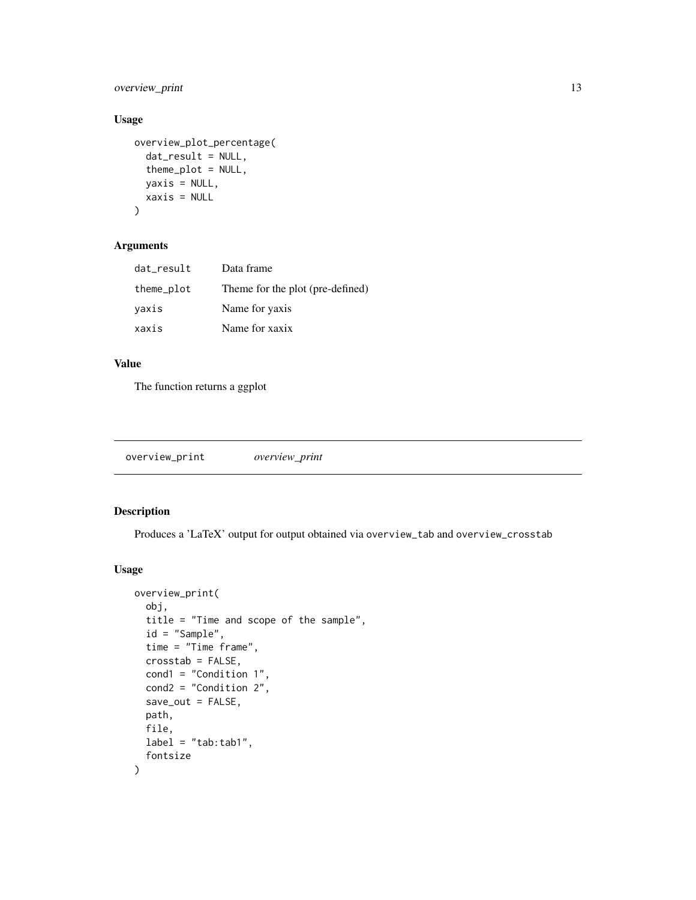## Usage

```
overview_plot_percentage(
  dat_result = NULL,
  theme_plot = NULL,
  yaxis = NULL,
  xaxis = NULL
)
```

## Arguments

| | |
|---|---|
| dat_result | Data frame |
| theme_plot | Theme for the plot (pre-defined) |
| yaxis | Name for yaxis |
| xaxis | Name for xaxix |

## Value

The function returns a ggplot

---

# overview_print *overview_print*

## Description

Produces a 'LaTeX' output for output obtained via `overview_tab` and `overview_crosstab`

## Usage

```
overview_print(
  obj,
  title = "Time and scope of the sample",
  id = "Sample",
  time = "Time frame",
  crosstab = FALSE,
  cond1 = "Condition 1",
  cond2 = "Condition 2",
  save_out = FALSE,
  path,
  file,
  label = "tab:tab1",
  fontsize
)
```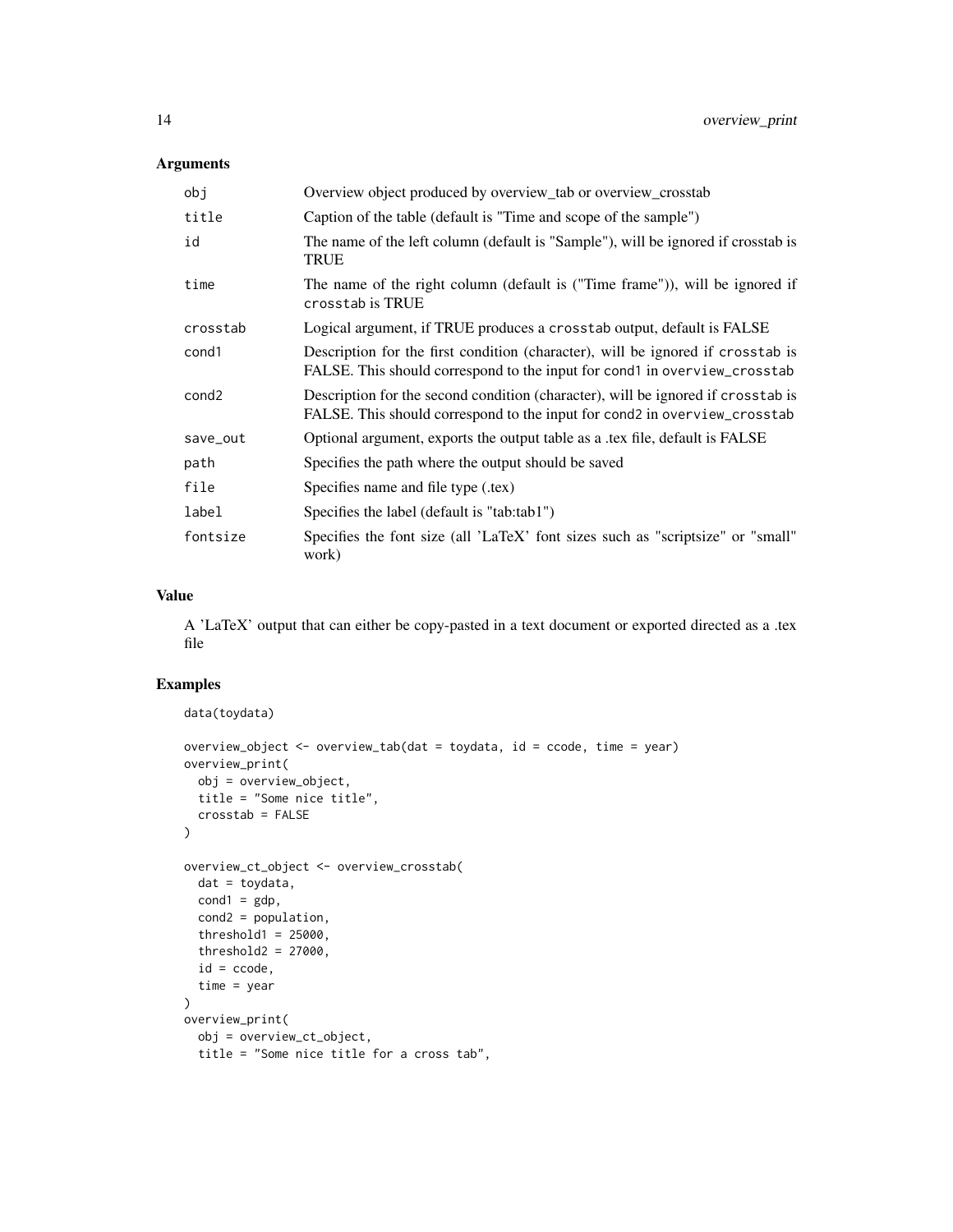## Arguments

| | |
|---|---|
| obj | Overview object produced by overview_tab or overview_crosstab |
| title | Caption of the table (default is "Time and scope of the sample") |
| id | The name of the left column (default is "Sample"), will be ignored if crosstab is TRUE |
| time | The name of the right column (default is ("Time frame")), will be ignored if crosstab is TRUE |
| crosstab | Logical argument, if TRUE produces a crosstab output, default is FALSE |
| cond1 | Description for the first condition (character), will be ignored if crosstab is FALSE. This should correspond to the input for cond1 in overview_crosstab |
| cond2 | Description for the second condition (character), will be ignored if crosstab is FALSE. This should correspond to the input for cond2 in overview_crosstab |
| save_out | Optional argument, exports the output table as a .tex file, default is FALSE |
| path | Specifies the path where the output should be saved |
| file | Specifies name and file type (.tex) |
| label | Specifies the label (default is "tab:tab1") |
| fontsize | Specifies the font size (all 'LaTeX' font sizes such as "scriptsize" or "small" work) |

## Value

A 'LaTeX' output that can either be copy-pasted in a text document or exported directed as a .tex file

## Examples

```
data(toydata)

overview_object <- overview_tab(dat = toydata, id = ccode, time = year)
overview_print(
  obj = overview_object,
  title = "Some nice title",
  crosstab = FALSE
)

overview_ct_object <- overview_crosstab(
  dat = toydata,
  cond1 = gdp,
  cond2 = population,
  threshold1 = 25000,
  threshold2 = 27000,
  id = ccode,
  time = year
)
overview_print(
  obj = overview_ct_object,
  title = "Some nice title for a cross tab",
```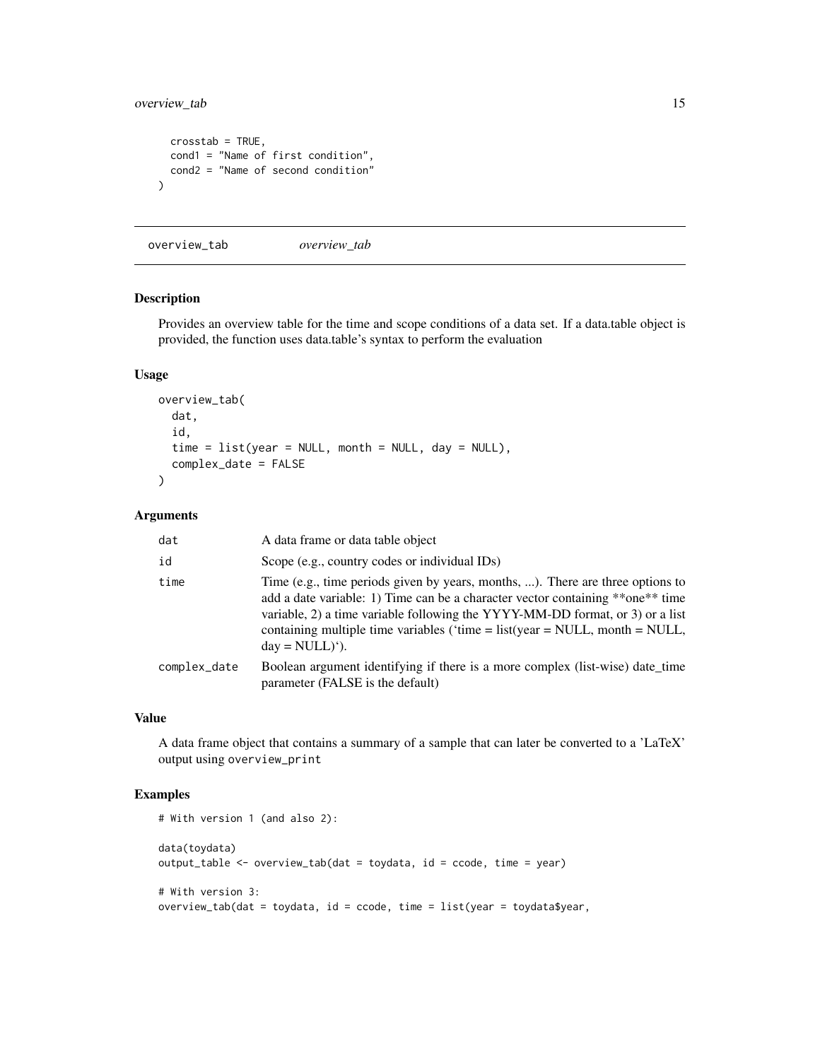```
  crosstab = TRUE,
  cond1 = "Name of first condition",
  cond2 = "Name of second condition"
)
```

## overview_tab *overview_tab*

### Description

Provides an overview table for the time and scope conditions of a data set. If a data.table object is provided, the function uses data.table's syntax to perform the evaluation

### Usage

```
overview_tab(
  dat,
  id,
  time = list(year = NULL, month = NULL, day = NULL),
  complex_date = FALSE
)
```

### Arguments

| | |
|---|---|
| dat | A data frame or data table object |
| id | Scope (e.g., country codes or individual IDs) |
| time | Time (e.g., time periods given by years, months, ...). There are three options to add a date variable: 1) Time can be a character vector containing **one** time variable, 2) a time variable following the YYYY-MM-DD format, or 3) or a list containing multiple time variables ('time = list(year = NULL, month = NULL, day = NULL)'). |
| complex_date | Boolean argument identifying if there is a more complex (list-wise) date_time parameter (FALSE is the default) |

### Value

A data frame object that contains a summary of a sample that can later be converted to a 'LaTeX' output using `overview_print`

### Examples

```
# With version 1 (and also 2):

data(toydata)
output_table <- overview_tab(dat = toydata, id = ccode, time = year)

# With version 3:
overview_tab(dat = toydata, id = ccode, time = list(year = toydata$year,
```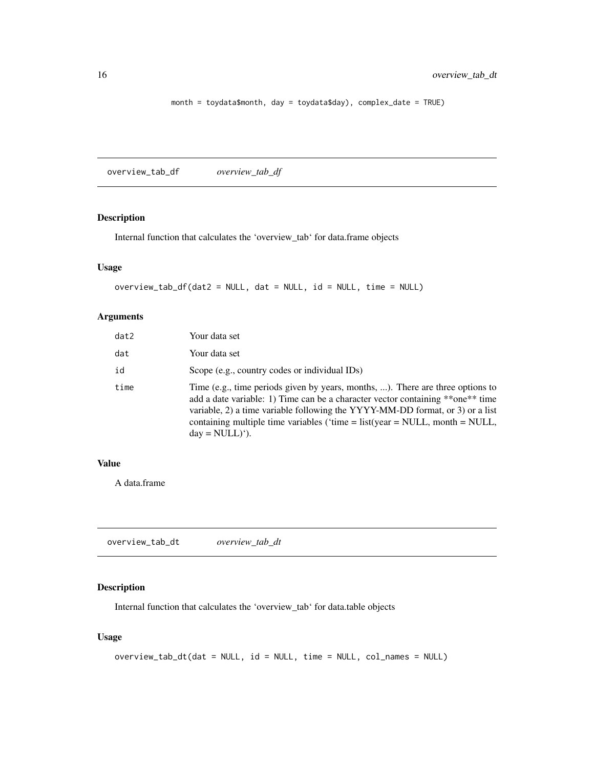```
month = toydata$month, day = toydata$day), complex_date = TRUE)
```

## overview_tab_df *overview_tab_df*

### Description

Internal function that calculates the 'overview_tab' for data.frame objects

### Usage

```
overview_tab_df(dat2 = NULL, dat = NULL, id = NULL, time = NULL)
```

### Arguments

| | |
|---|---|
| dat2 | Your data set |
| dat | Your data set |
| id | Scope (e.g., country codes or individual IDs) |
| time | Time (e.g., time periods given by years, months, ...). There are three options to add a date variable: 1) Time can be a character vector containing **one** time variable, 2) a time variable following the YYYY-MM-DD format, or 3) or a list containing multiple time variables ('time = list(year = NULL, month = NULL, day = NULL)'). |

### Value

A data.frame

## overview_tab_dt *overview_tab_dt*

### Description

Internal function that calculates the 'overview_tab' for data.table objects

### Usage

```
overview_tab_dt(dat = NULL, id = NULL, time = NULL, col_names = NULL)
```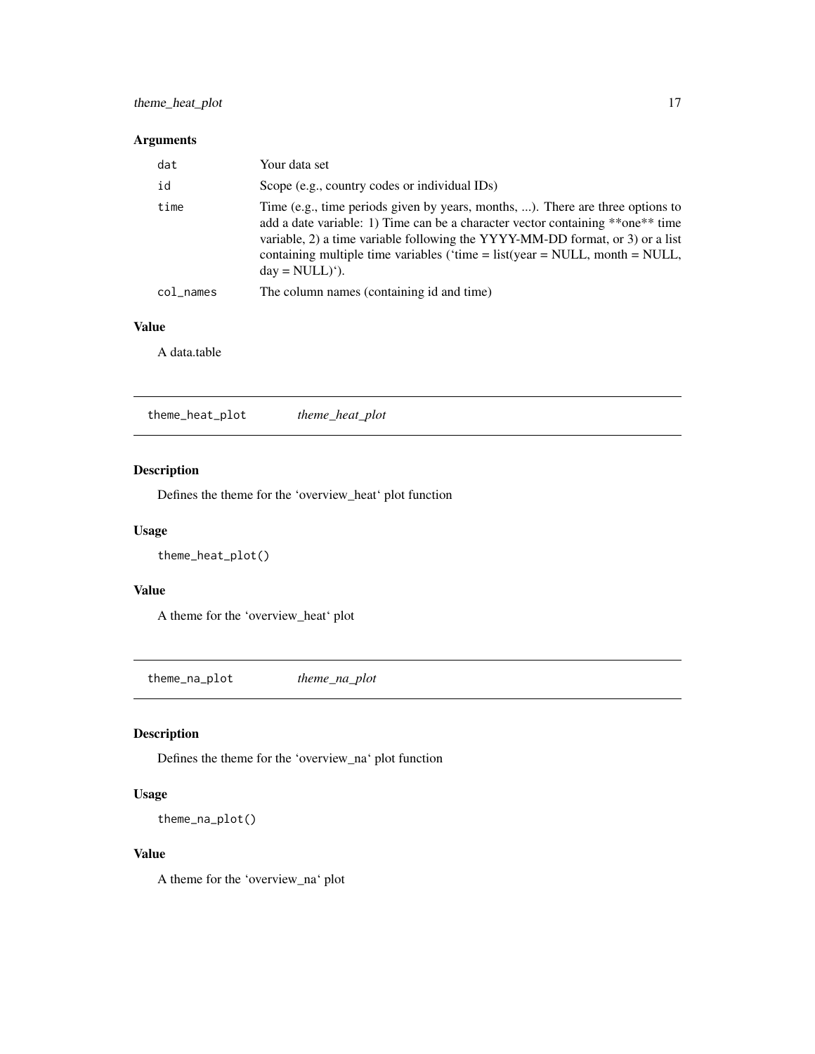### Arguments

| | |
|---|---|
| `dat` | Your data set |
| `id` | Scope (e.g., country codes or individual IDs) |
| `time` | Time (e.g., time periods given by years, months, ...). There are three options to add a date variable: 1) Time can be a character vector containing **one** time variable, 2) a time variable following the YYYY-MM-DD format, or 3) or a list containing multiple time variables ('time = list(year = NULL, month = NULL, day = NULL)'). |
| `col_names` | The column names (containing id and time) |

### Value

A data.table

---

## `theme_heat_plot` *theme_heat_plot*

### Description

Defines the theme for the 'overview_heat' plot function

### Usage

```
theme_heat_plot()
```

### Value

A theme for the 'overview_heat' plot

---

## `theme_na_plot` *theme_na_plot*

### Description

Defines the theme for the 'overview_na' plot function

### Usage

```
theme_na_plot()
```

### Value

A theme for the 'overview_na' plot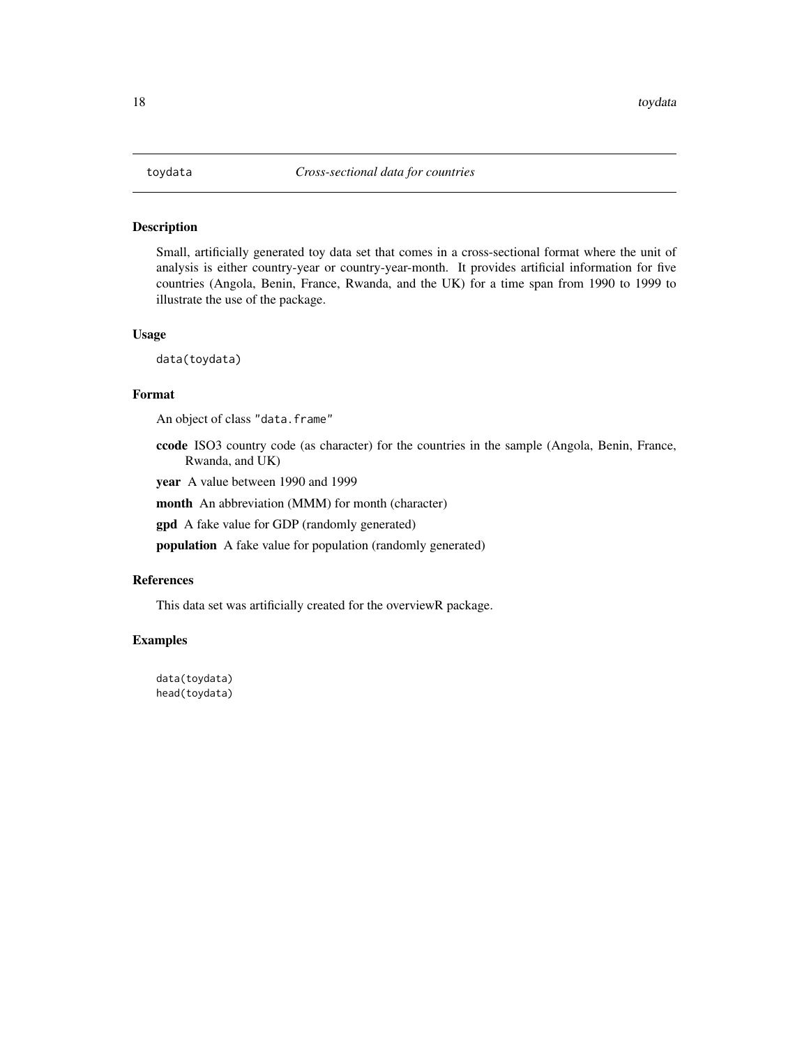# toydata — *Cross-sectional data for countries*

## Description

Small, artificially generated toy data set that comes in a cross-sectional format where the unit of analysis is either country-year or country-year-month. It provides artificial information for five countries (Angola, Benin, France, Rwanda, and the UK) for a time span from 1990 to 1999 to illustrate the use of the package.

## Usage

```
data(toydata)
```

## Format

An object of class "data.frame"

- **ccode** ISO3 country code (as character) for the countries in the sample (Angola, Benin, France, Rwanda, and UK)
- **year** A value between 1990 and 1999
- **month** An abbreviation (MMM) for month (character)
- **gpd** A fake value for GDP (randomly generated)
- **population** A fake value for population (randomly generated)

## References

This data set was artificially created for the overviewR package.

## Examples

```
data(toydata)
head(toydata)
```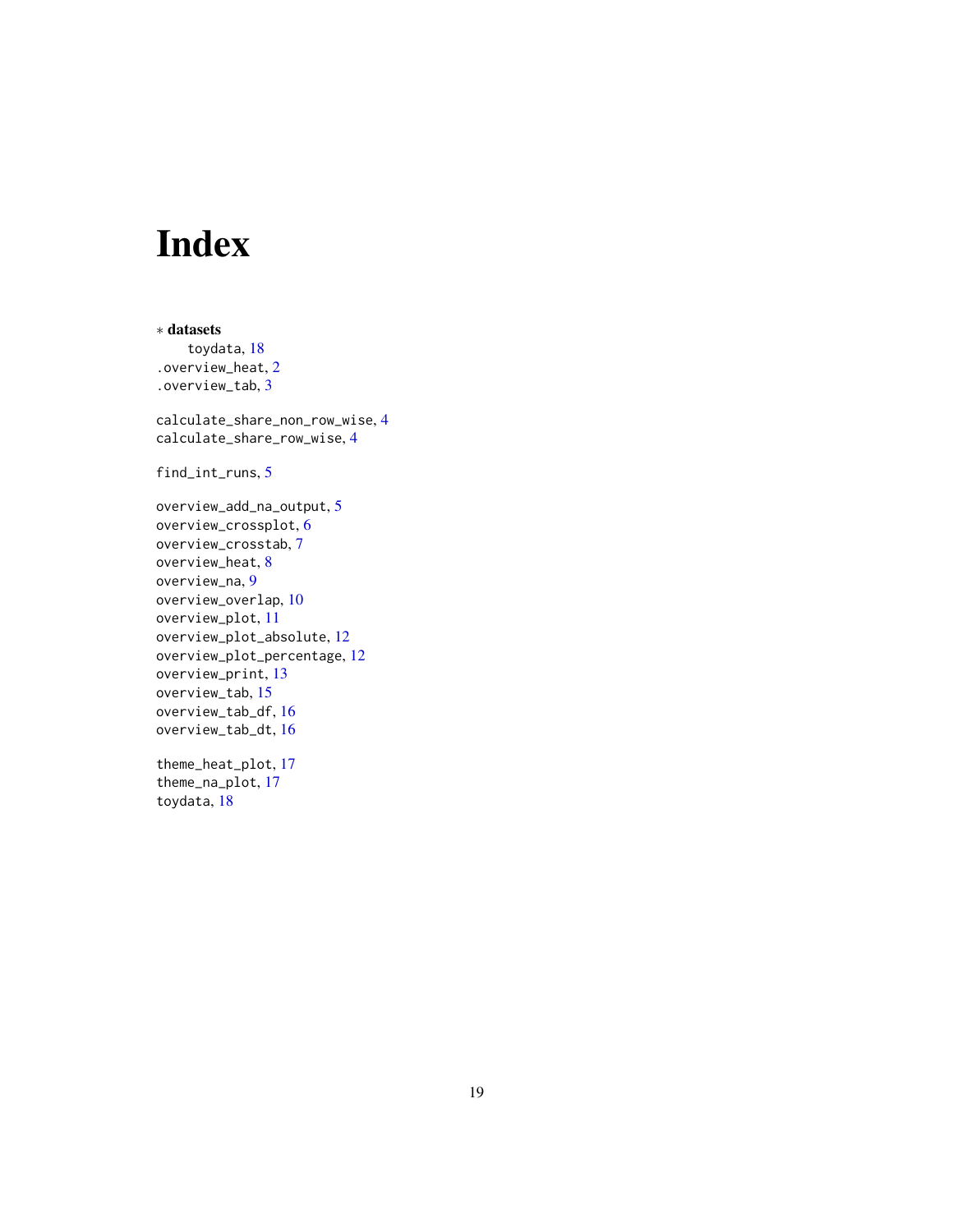# Index

∗ **datasets**
    toydata, 18

.overview_heat, 2
.overview_tab, 3

calculate_share_non_row_wise, 4
calculate_share_row_wise, 4

find_int_runs, 5

overview_add_na_output, 5
overview_crossplot, 6
overview_crosstab, 7
overview_heat, 8
overview_na, 9
overview_overlap, 10
overview_plot, 11
overview_plot_absolute, 12
overview_plot_percentage, 12
overview_print, 13
overview_tab, 15
overview_tab_df, 16
overview_tab_dt, 16

theme_heat_plot, 17
theme_na_plot, 17
toydata, 18